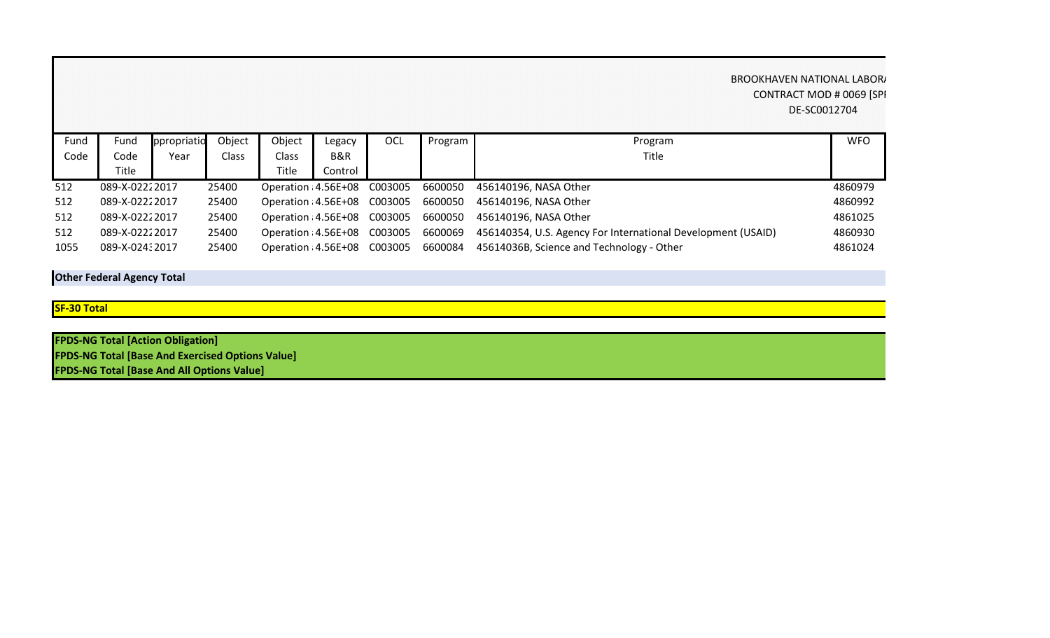BROOKHAVEN NATIONAL LABORA
CONTRACT MOD # 0069 [SPI
DE-SC0012704

| Fund Code | Fund Code Title | ppropriatio Year | Object Class | Object Class Title | Legacy B&R Control | OCL | Program | Program Title | WFO |
|---|---|---|---|---|---|---|---|---|---|
| 512 | 089-X-0222 | 2017 | 25400 | Operation | 4.56E+08 | C003005 | 6600050 | 456140196, NASA Other | 4860979 |
| 512 | 089-X-0222 | 2017 | 25400 | Operation | 4.56E+08 | C003005 | 6600050 | 456140196, NASA Other | 4860992 |
| 512 | 089-X-0222 | 2017 | 25400 | Operation | 4.56E+08 | C003005 | 6600050 | 456140196, NASA Other | 4861025 |
| 512 | 089-X-0222 | 2017 | 25400 | Operation | 4.56E+08 | C003005 | 6600069 | 456140354, U.S. Agency For International Development (USAID) | 4860930 |
| 1055 | 089-X-024: | 2017 | 25400 | Operation | 4.56E+08 | C003005 | 6600084 | 45614036B, Science and Technology - Other | 4861024 |

**Other Federal Agency Total**

**SF-30 Total**

**FPDS-NG Total [Action Obligation]**
**FPDS-NG Total [Base And Exercised Options Value]**
**FPDS-NG Total [Base And All Options Value]**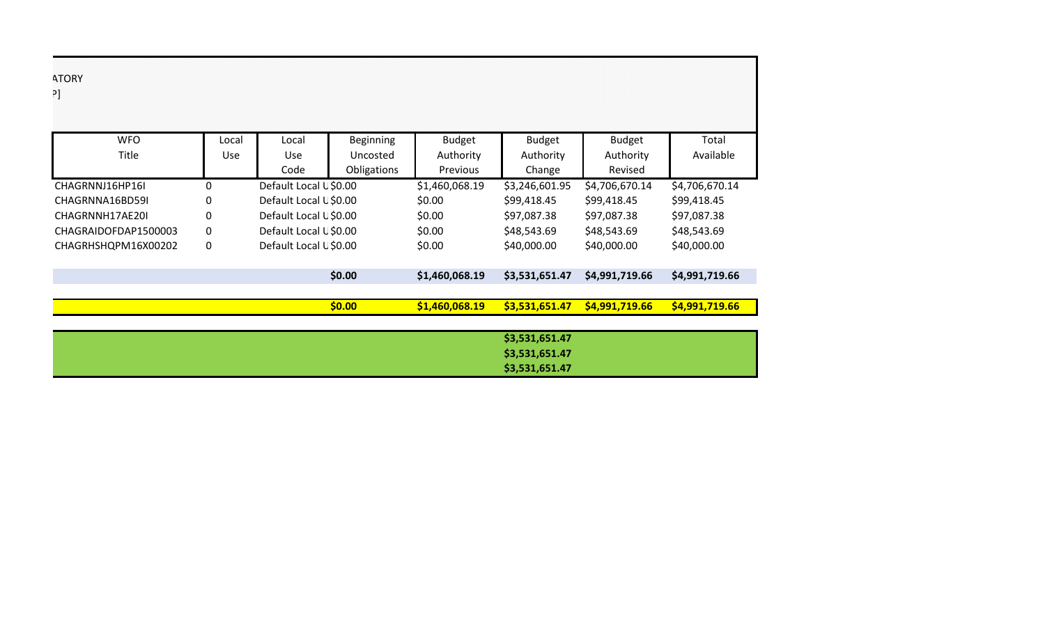ATORY
P]

| WFO Title | Local Use | Local Use Code | Beginning Uncosted Obligations | Budget Authority Previous | Budget Authority Change | Budget Authority Revised | Total Available |
|---|---|---|---|---|---|---|---|
| CHAGRNNJ16HP16I | 0 | Default Local U | $0.00 | $1,460,068.19 | $3,246,601.95 | $4,706,670.14 | $4,706,670.14 |
| CHAGRNNA16BD59I | 0 | Default Local U | $0.00 | $0.00 | $99,418.45 | $99,418.45 | $99,418.45 |
| CHAGRNNH17AE20I | 0 | Default Local U | $0.00 | $0.00 | $97,087.38 | $97,087.38 | $97,087.38 |
| CHAGRAIDOFDAP1500003 | 0 | Default Local U | $0.00 | $0.00 | $48,543.69 | $48,543.69 | $48,543.69 |
| CHAGRHSHQPM16X00202 | 0 | Default Local U | $0.00 | $0.00 | $40,000.00 | $40,000.00 | $40,000.00 |
| | | | **$0.00** | **$1,460,068.19** | **$3,531,651.47** | **$4,991,719.66** | **$4,991,719.66** |
| | | | **$0.00** | **$1,460,068.19** | **$3,531,651.47** | **$4,991,719.66** | **$4,991,719.66** |
| | | | | | **$3,531,651.47** | | |
| | | | | | **$3,531,651.47** | | |
| | | | | | **$3,531,651.47** | | |